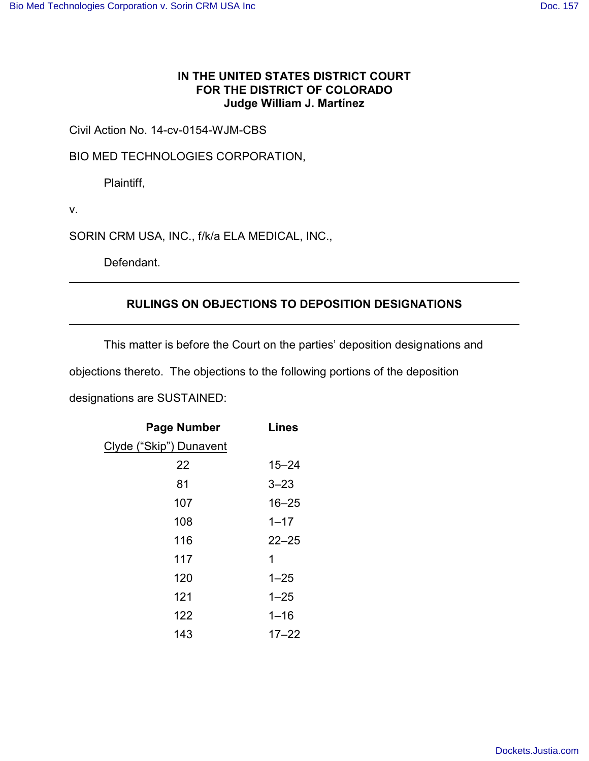**IN THE UNITED STATES DISTRICT COURT**
**FOR THE DISTRICT OF COLORADO**
**Judge William J. Martínez**

Civil Action No. 14-cv-0154-WJM-CBS

BIO MED TECHNOLOGIES CORPORATION,

Plaintiff,

v.

SORIN CRM USA, INC., f/k/a ELA MEDICAL, INC.,

Defendant.

---

## RULINGS ON OBJECTIONS TO DEPOSITION DESIGNATIONS

---

This matter is before the Court on the parties' deposition designations and objections thereto. The objections to the following portions of the deposition designations are SUSTAINED:

| Page Number | Lines |
|---|---|
| Clyde ("Skip") Dunavent | |
| 22 | 15–24 |
| 81 | 3–23 |
| 107 | 16–25 |
| 108 | 1–17 |
| 116 | 22–25 |
| 117 | 1 |
| 120 | 1–25 |
| 121 | 1–25 |
| 122 | 1–16 |
| 143 | 17–22 |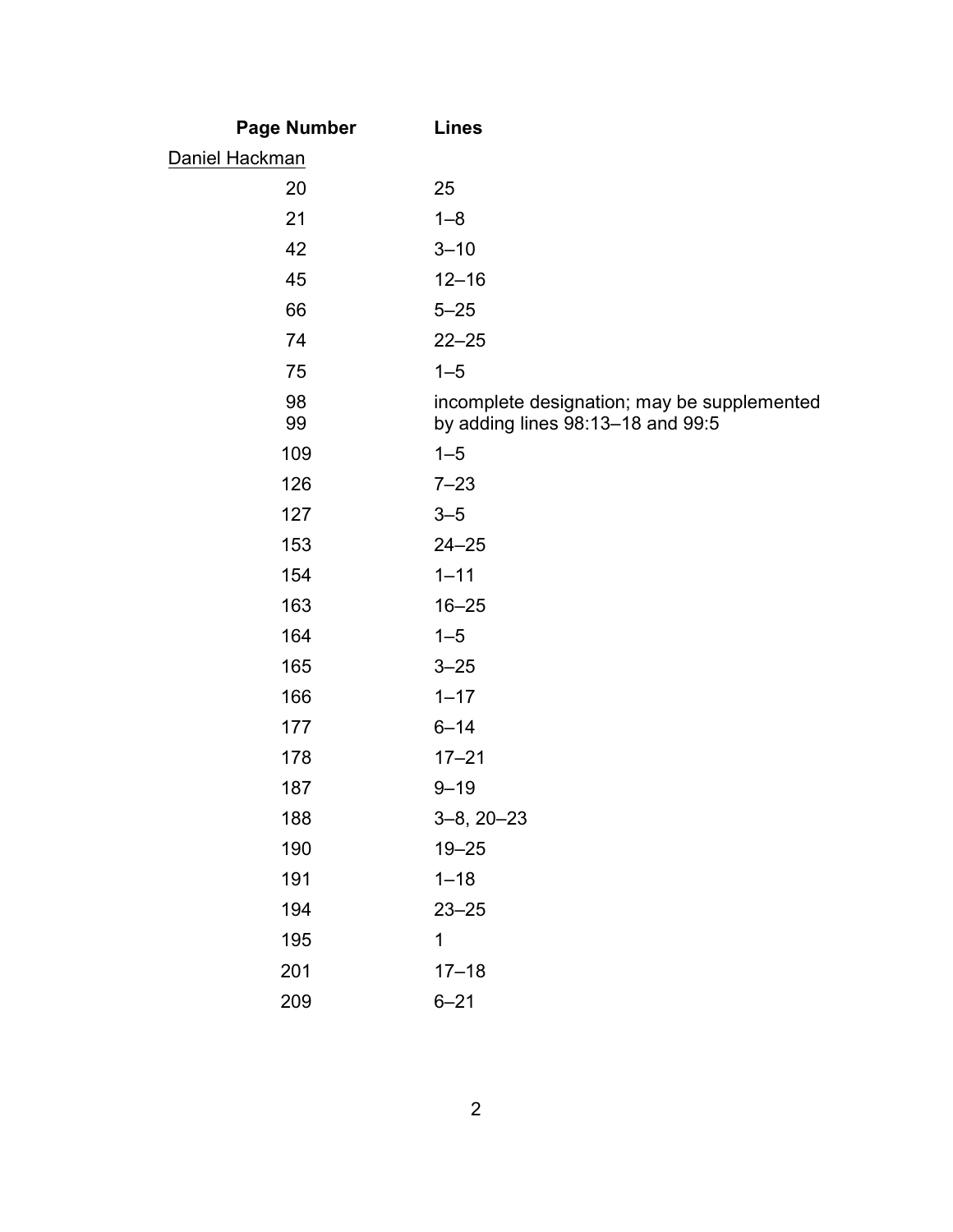| Page Number | Lines |
|---|---|
| Daniel Hackman | |
| 20 | 25 |
| 21 | 1–8 |
| 42 | 3–10 |
| 45 | 12–16 |
| 66 | 5–25 |
| 74 | 22–25 |
| 75 | 1–5 |
| 98<br>99 | incomplete designation; may be supplemented by adding lines 98:13–18 and 99:5 |
| 109 | 1–5 |
| 126 | 7–23 |
| 127 | 3–5 |
| 153 | 24–25 |
| 154 | 1–11 |
| 163 | 16–25 |
| 164 | 1–5 |
| 165 | 3–25 |
| 166 | 1–17 |
| 177 | 6–14 |
| 178 | 17–21 |
| 187 | 9–19 |
| 188 | 3–8, 20–23 |
| 190 | 19–25 |
| 191 | 1–18 |
| 194 | 23–25 |
| 195 | 1 |
| 201 | 17–18 |
| 209 | 6–21 |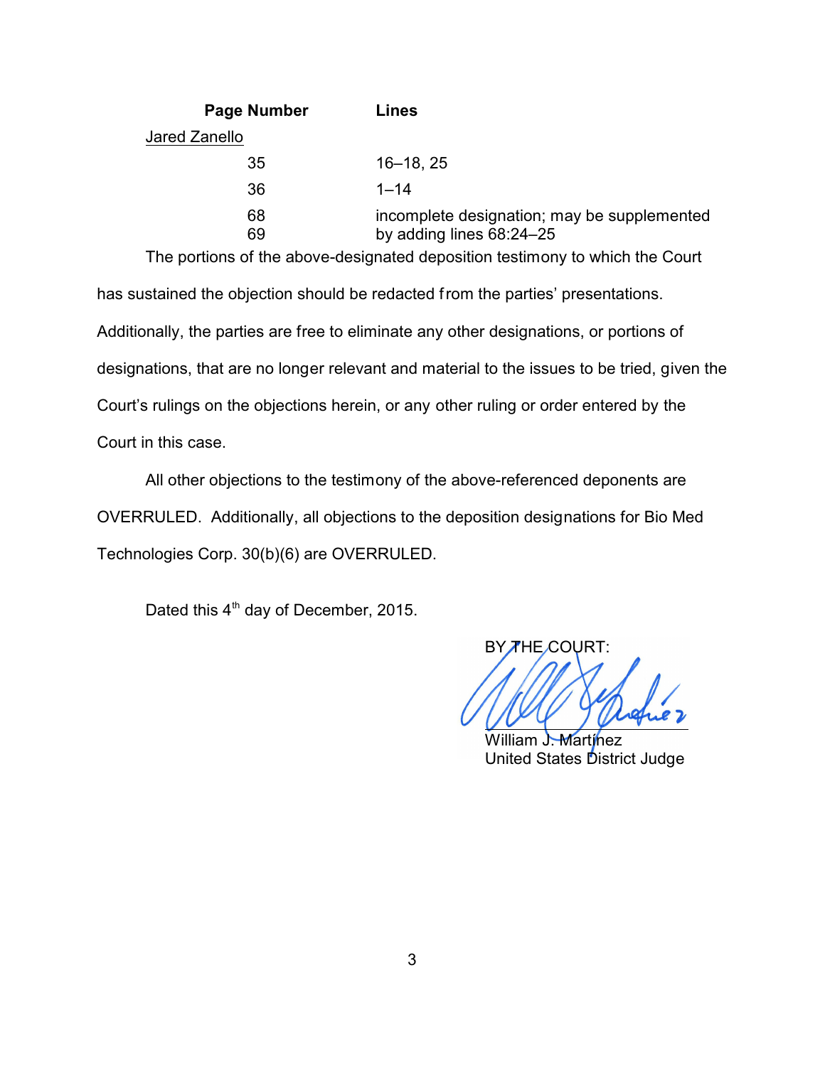| Page Number | Lines |
|---|---|
| Jared Zanello | |
| 35 | 16–18, 25 |
| 36 | 1–14 |
| 68<br>69 | incomplete designation; may be supplemented by adding lines 68:24–25 |

The portions of the above-designated deposition testimony to which the Court has sustained the objection should be redacted from the parties' presentations. Additionally, the parties are free to eliminate any other designations, or portions of designations, that are no longer relevant and material to the issues to be tried, given the Court's rulings on the objections herein, or any other ruling or order entered by the Court in this case.

All other objections to the testimony of the above-referenced deponents are OVERRULED. Additionally, all objections to the deposition designations for Bio Med Technologies Corp. 30(b)(6) are OVERRULED.

Dated this 4th day of December, 2015.

BY THE COURT:

William J. Martínez
United States District Judge